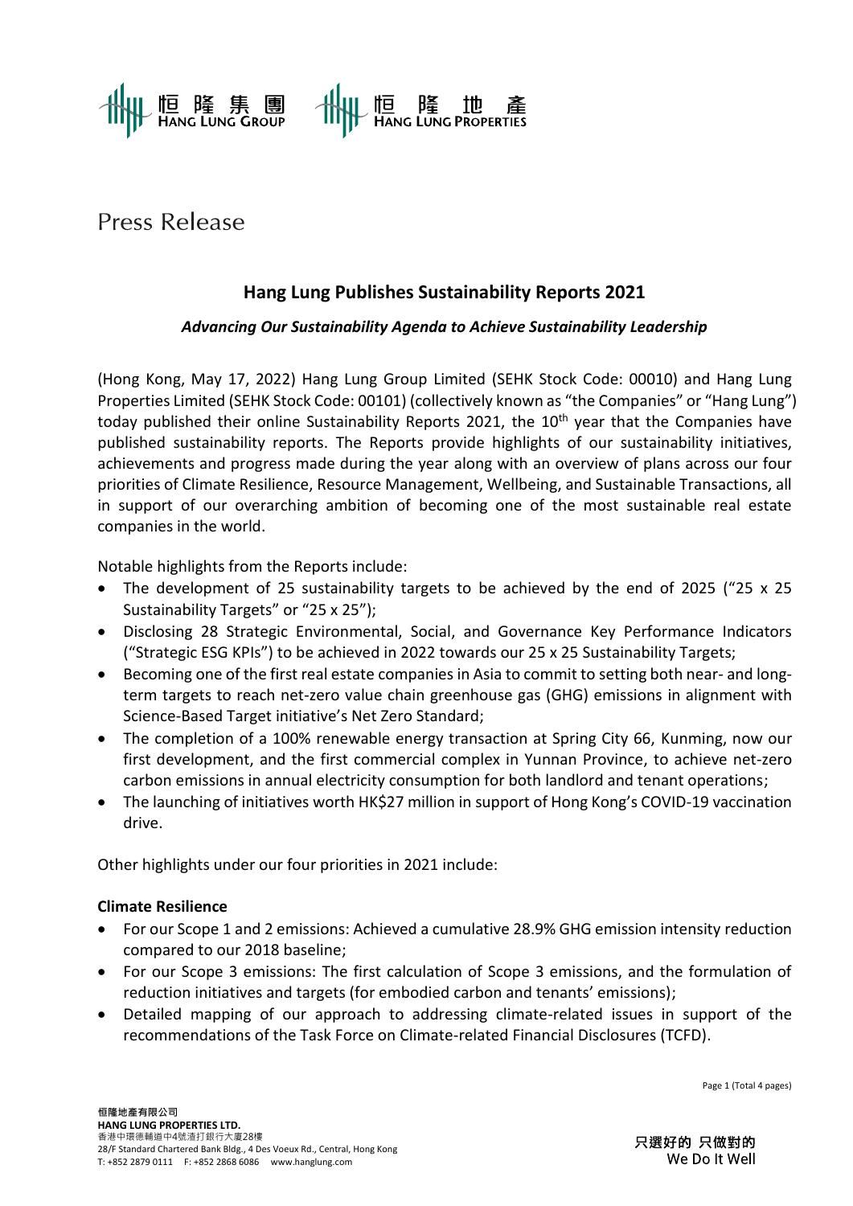Press Release

# Hang Lung Publishes Sustainability Reports 2021

***Advancing Our Sustainability Agenda to Achieve Sustainability Leadership***

(Hong Kong, May 17, 2022) Hang Lung Group Limited (SEHK Stock Code: 00010) and Hang Lung Properties Limited (SEHK Stock Code: 00101) (collectively known as "the Companies" or "Hang Lung") today published their online Sustainability Reports 2021, the 10th year that the Companies have published sustainability reports. The Reports provide highlights of our sustainability initiatives, achievements and progress made during the year along with an overview of plans across our four priorities of Climate Resilience, Resource Management, Wellbeing, and Sustainable Transactions, all in support of our overarching ambition of becoming one of the most sustainable real estate companies in the world.

Notable highlights from the Reports include:

- The development of 25 sustainability targets to be achieved by the end of 2025 ("25 x 25 Sustainability Targets" or "25 x 25");
- Disclosing 28 Strategic Environmental, Social, and Governance Key Performance Indicators ("Strategic ESG KPIs") to be achieved in 2022 towards our 25 x 25 Sustainability Targets;
- Becoming one of the first real estate companies in Asia to commit to setting both near- and long-term targets to reach net-zero value chain greenhouse gas (GHG) emissions in alignment with Science-Based Target initiative's Net Zero Standard;
- The completion of a 100% renewable energy transaction at Spring City 66, Kunming, now our first development, and the first commercial complex in Yunnan Province, to achieve net-zero carbon emissions in annual electricity consumption for both landlord and tenant operations;
- The launching of initiatives worth HK$27 million in support of Hong Kong's COVID-19 vaccination drive.

Other highlights under our four priorities in 2021 include:

**Climate Resilience**

- For our Scope 1 and 2 emissions: Achieved a cumulative 28.9% GHG emission intensity reduction compared to our 2018 baseline;
- For our Scope 3 emissions: The first calculation of Scope 3 emissions, and the formulation of reduction initiatives and targets (for embodied carbon and tenants' emissions);
- Detailed mapping of our approach to addressing climate-related issues in support of the recommendations of the Task Force on Climate-related Financial Disclosures (TCFD).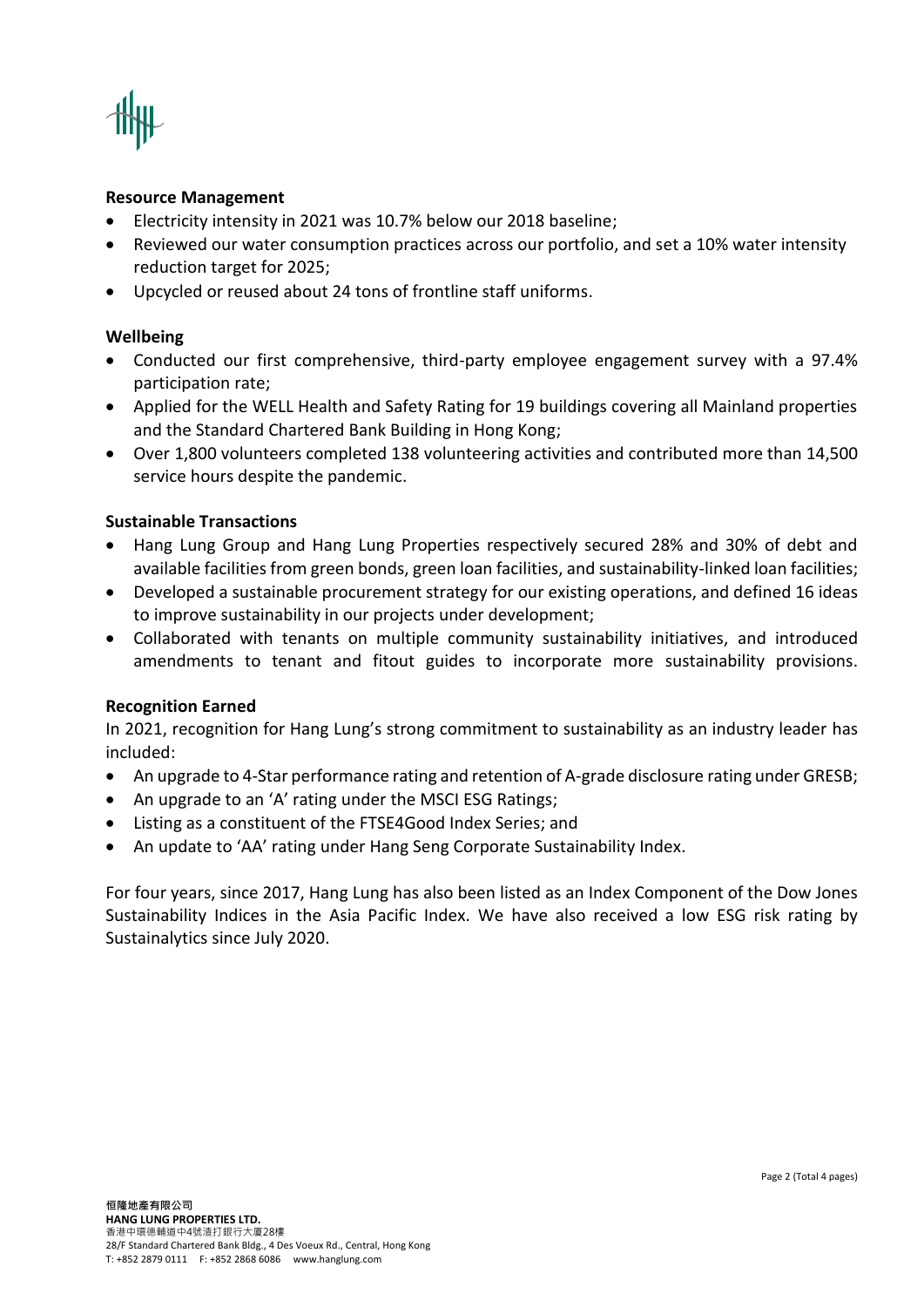**Resource Management**

- Electricity intensity in 2021 was 10.7% below our 2018 baseline;
- Reviewed our water consumption practices across our portfolio, and set a 10% water intensity reduction target for 2025;
- Upcycled or reused about 24 tons of frontline staff uniforms.

**Wellbeing**

- Conducted our first comprehensive, third-party employee engagement survey with a 97.4% participation rate;
- Applied for the WELL Health and Safety Rating for 19 buildings covering all Mainland properties and the Standard Chartered Bank Building in Hong Kong;
- Over 1,800 volunteers completed 138 volunteering activities and contributed more than 14,500 service hours despite the pandemic.

**Sustainable Transactions**

- Hang Lung Group and Hang Lung Properties respectively secured 28% and 30% of debt and available facilities from green bonds, green loan facilities, and sustainability-linked loan facilities;
- Developed a sustainable procurement strategy for our existing operations, and defined 16 ideas to improve sustainability in our projects under development;
- Collaborated with tenants on multiple community sustainability initiatives, and introduced amendments to tenant and fitout guides to incorporate more sustainability provisions.

**Recognition Earned**

In 2021, recognition for Hang Lung's strong commitment to sustainability as an industry leader has included:

- An upgrade to 4-Star performance rating and retention of A-grade disclosure rating under GRESB;
- An upgrade to an 'A' rating under the MSCI ESG Ratings;
- Listing as a constituent of the FTSE4Good Index Series; and
- An update to 'AA' rating under Hang Seng Corporate Sustainability Index.

For four years, since 2017, Hang Lung has also been listed as an Index Component of the Dow Jones Sustainability Indices in the Asia Pacific Index. We have also received a low ESG risk rating by Sustainalytics since July 2020.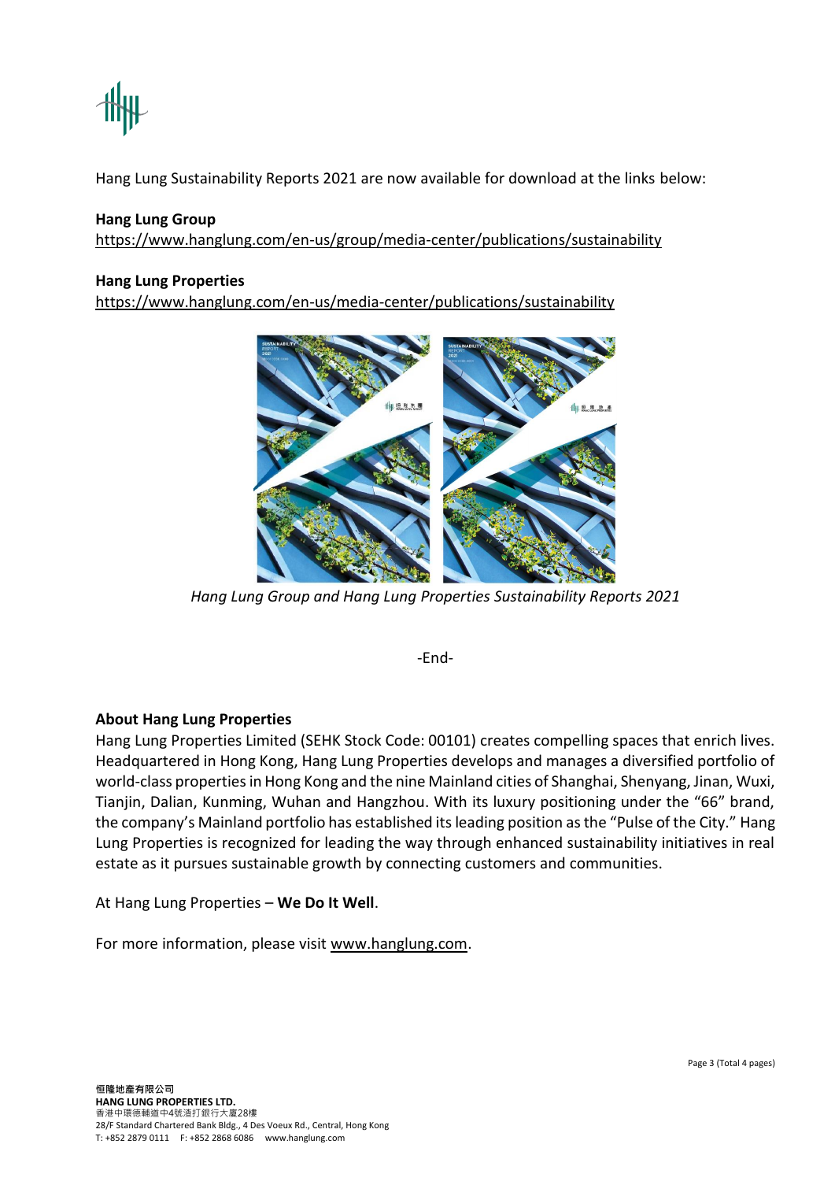Hang Lung Sustainability Reports 2021 are now available for download at the links below:

**Hang Lung Group**
https://www.hanglung.com/en-us/group/media-center/publications/sustainability

**Hang Lung Properties**
https://www.hanglung.com/en-us/media-center/publications/sustainability

*Hang Lung Group and Hang Lung Properties Sustainability Reports 2021*

-End-

**About Hang Lung Properties**

Hang Lung Properties Limited (SEHK Stock Code: 00101) creates compelling spaces that enrich lives. Headquartered in Hong Kong, Hang Lung Properties develops and manages a diversified portfolio of world-class properties in Hong Kong and the nine Mainland cities of Shanghai, Shenyang, Jinan, Wuxi, Tianjin, Dalian, Kunming, Wuhan and Hangzhou. With its luxury positioning under the "66" brand, the company's Mainland portfolio has established its leading position as the "Pulse of the City." Hang Lung Properties is recognized for leading the way through enhanced sustainability initiatives in real estate as it pursues sustainable growth by connecting customers and communities.

At Hang Lung Properties – **We Do It Well**.

For more information, please visit www.hanglung.com.

**恒隆地產有限公司**
**HANG LUNG PROPERTIES LTD.**
香港中環德輔道中4號渣打銀行大廈28樓
28/F Standard Chartered Bank Bldg., 4 Des Voeux Rd., Central, Hong Kong
T: +852 2879 0111 F: +852 2868 6086 www.hanglung.com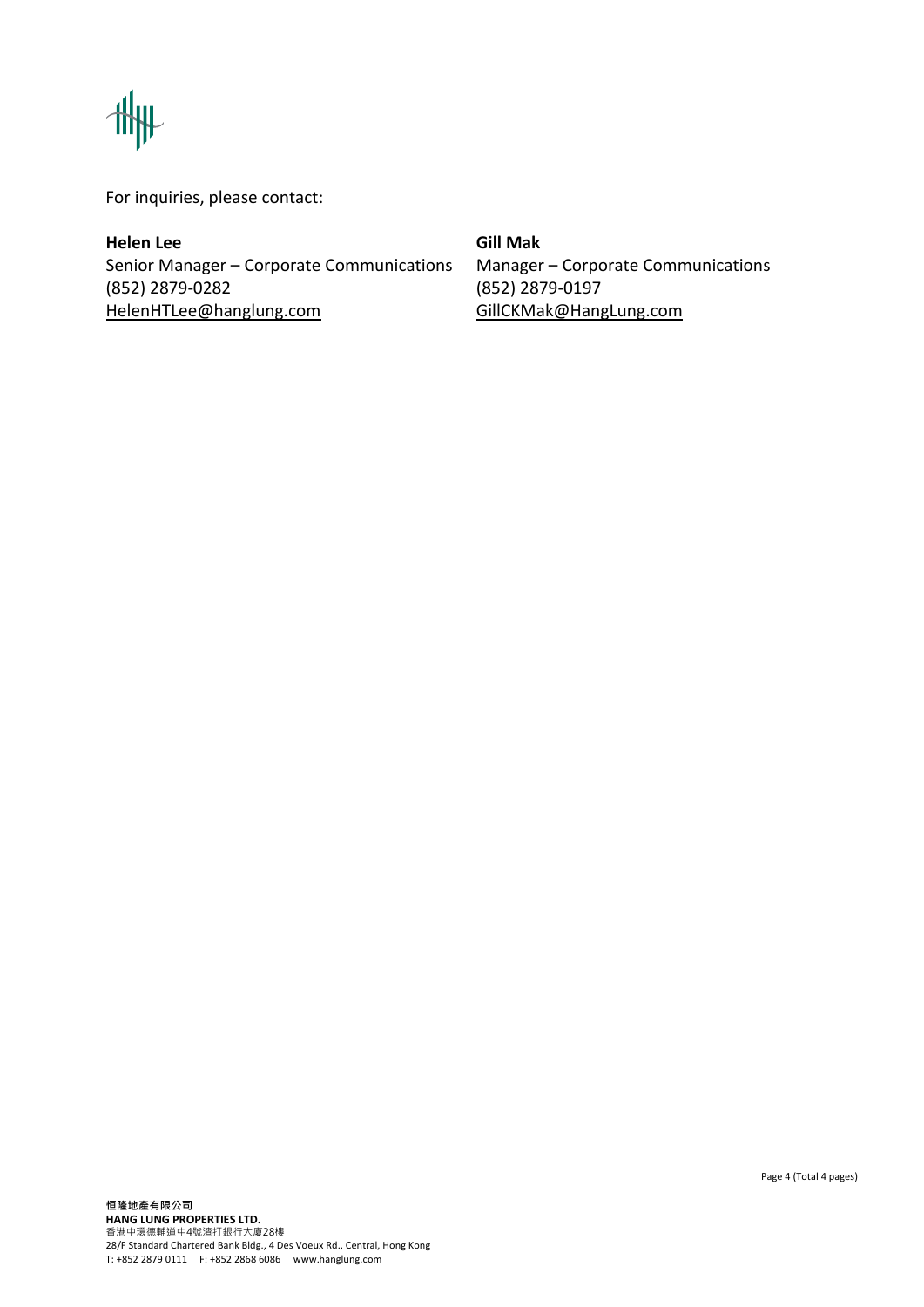For inquiries, please contact:

**Helen Lee**
Senior Manager – Corporate Communications
(852) 2879-0282
HelenHTLee@hanglung.com

**Gill Mak**
Manager – Corporate Communications
(852) 2879-0197
GillCKMak@HangLung.com

**恒隆地產有限公司**
**HANG LUNG PROPERTIES LTD.**
香港中環德輔道中4號渣打銀行大廈28樓
28/F Standard Chartered Bank Bldg., 4 Des Voeux Rd., Central, Hong Kong
T: +852 2879 0111 F: +852 2868 6086 www.hanglung.com